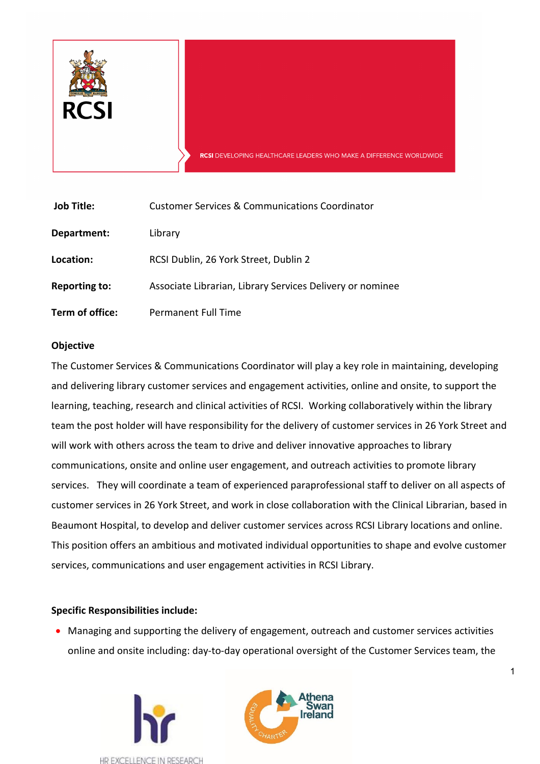RCSI

RCSI DEVELOPING HEALTHCARE LEADERS WHO MAKE A DIFFERENCE WORLDWIDE

| | |
|---|---|
| **Job Title:** | Customer Services & Communications Coordinator |
| **Department:** | Library |
| **Location:** | RCSI Dublin, 26 York Street, Dublin 2 |
| **Reporting to:** | Associate Librarian, Library Services Delivery or nominee |
| **Term of office:** | Permanent Full Time |

**Objective**

The Customer Services & Communications Coordinator will play a key role in maintaining, developing and delivering library customer services and engagement activities, online and onsite, to support the learning, teaching, research and clinical activities of RCSI. Working collaboratively within the library team the post holder will have responsibility for the delivery of customer services in 26 York Street and will work with others across the team to drive and deliver innovative approaches to library communications, onsite and online user engagement, and outreach activities to promote library services. They will coordinate a team of experienced paraprofessional staff to deliver on all aspects of customer services in 26 York Street, and work in close collaboration with the Clinical Librarian, based in Beaumont Hospital, to develop and deliver customer services across RCSI Library locations and online. This position offers an ambitious and motivated individual opportunities to shape and evolve customer services, communications and user engagement activities in RCSI Library.

**Specific Responsibilities include:**

- Managing and supporting the delivery of engagement, outreach and customer services activities online and onsite including: day-to-day operational oversight of the Customer Services team, the

HR EXCELLENCE IN RESEARCH

Athena Swan Ireland EQUALITY CHARTER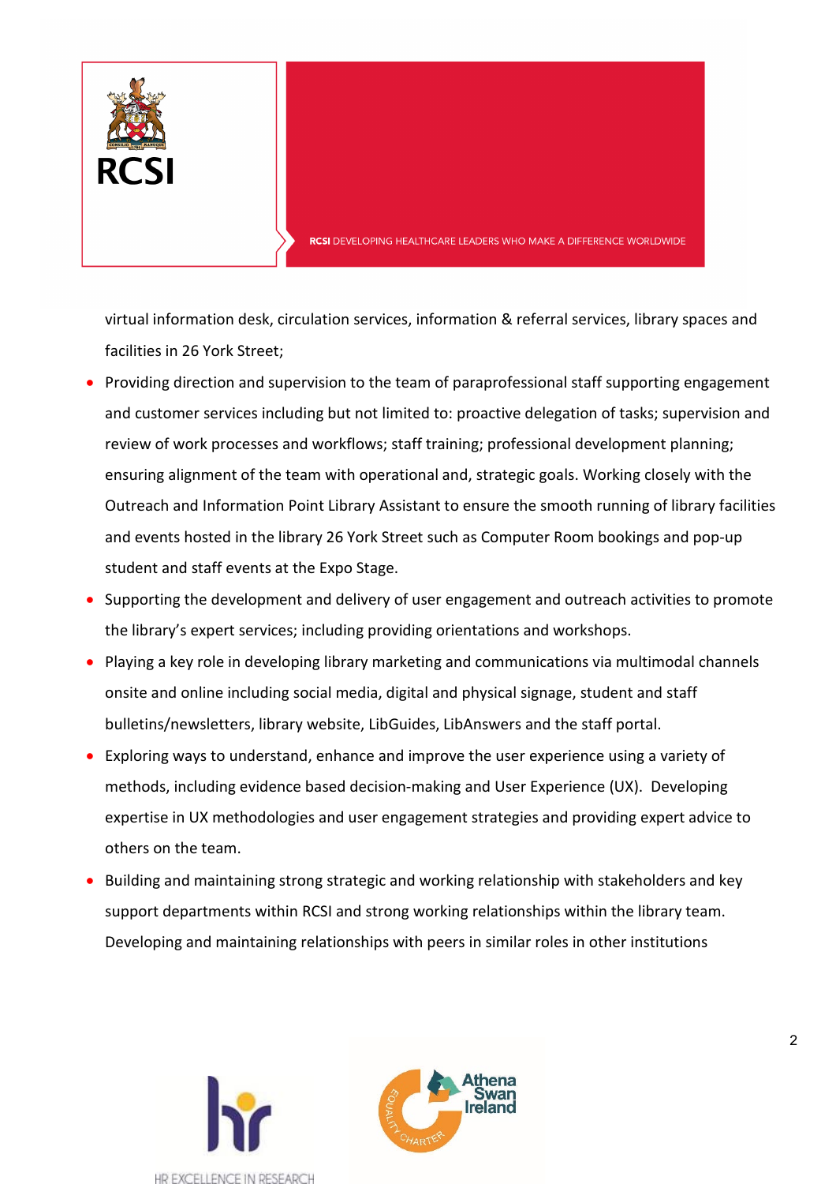virtual information desk, circulation services, information & referral services, library spaces and facilities in 26 York Street;

- Providing direction and supervision to the team of paraprofessional staff supporting engagement and customer services including but not limited to: proactive delegation of tasks; supervision and review of work processes and workflows; staff training; professional development planning; ensuring alignment of the team with operational and, strategic goals. Working closely with the Outreach and Information Point Library Assistant to ensure the smooth running of library facilities and events hosted in the library 26 York Street such as Computer Room bookings and pop-up student and staff events at the Expo Stage.
- Supporting the development and delivery of user engagement and outreach activities to promote the library's expert services; including providing orientations and workshops.
- Playing a key role in developing library marketing and communications via multimodal channels onsite and online including social media, digital and physical signage, student and staff bulletins/newsletters, library website, LibGuides, LibAnswers and the staff portal.
- Exploring ways to understand, enhance and improve the user experience using a variety of methods, including evidence based decision-making and User Experience (UX). Developing expertise in UX methodologies and user engagement strategies and providing expert advice to others on the team.
- Building and maintaining strong strategic and working relationship with stakeholders and key support departments within RCSI and strong working relationships within the library team. Developing and maintaining relationships with peers in similar roles in other institutions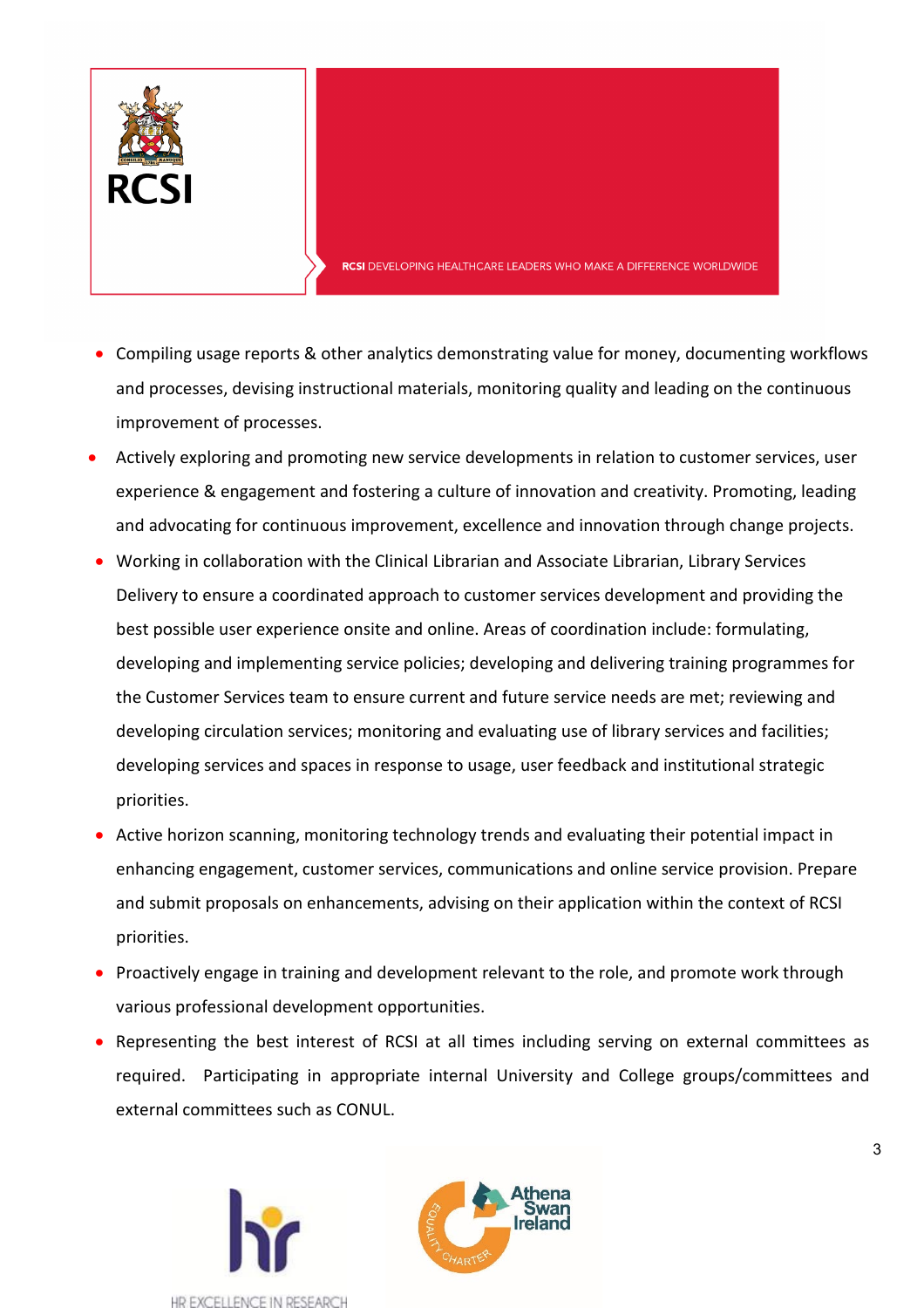- Compiling usage reports & other analytics demonstrating value for money, documenting workflows and processes, devising instructional materials, monitoring quality and leading on the continuous improvement of processes.
- Actively exploring and promoting new service developments in relation to customer services, user experience & engagement and fostering a culture of innovation and creativity. Promoting, leading and advocating for continuous improvement, excellence and innovation through change projects.
- Working in collaboration with the Clinical Librarian and Associate Librarian, Library Services Delivery to ensure a coordinated approach to customer services development and providing the best possible user experience onsite and online. Areas of coordination include: formulating, developing and implementing service policies; developing and delivering training programmes for the Customer Services team to ensure current and future service needs are met; reviewing and developing circulation services; monitoring and evaluating use of library services and facilities; developing services and spaces in response to usage, user feedback and institutional strategic priorities.
- Active horizon scanning, monitoring technology trends and evaluating their potential impact in enhancing engagement, customer services, communications and online service provision. Prepare and submit proposals on enhancements, advising on their application within the context of RCSI priorities.
- Proactively engage in training and development relevant to the role, and promote work through various professional development opportunities.
- Representing the best interest of RCSI at all times including serving on external committees as required. Participating in appropriate internal University and College groups/committees and external committees such as CONUL.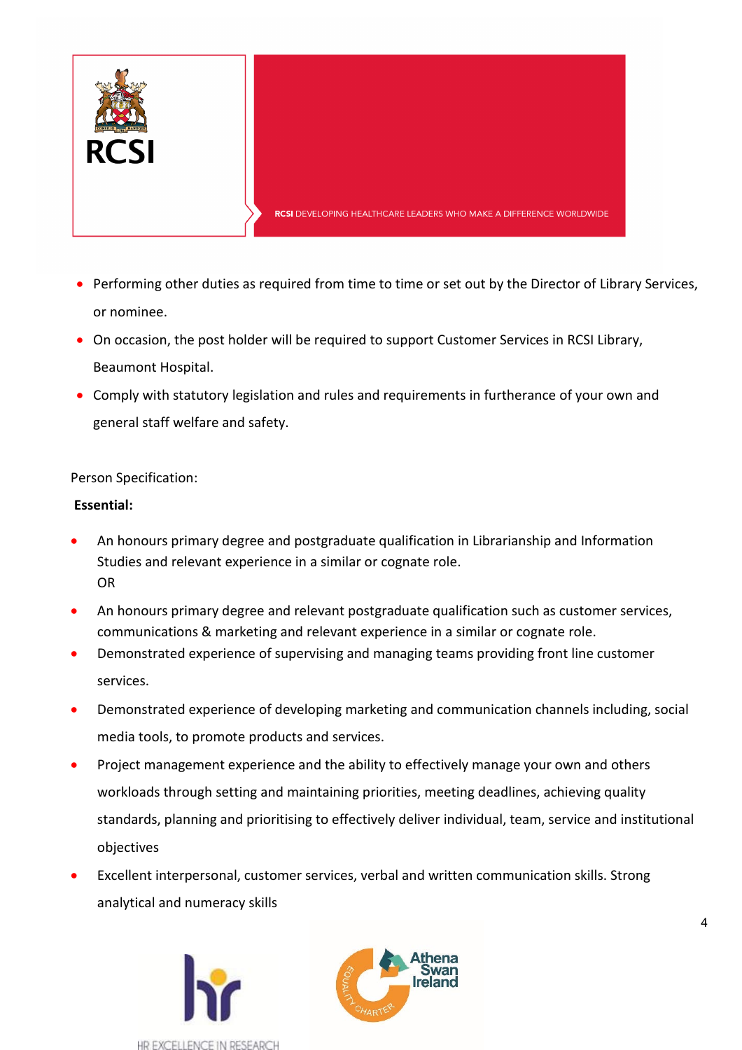- Performing other duties as required from time to time or set out by the Director of Library Services, or nominee.
- On occasion, the post holder will be required to support Customer Services in RCSI Library, Beaumont Hospital.
- Comply with statutory legislation and rules and requirements in furtherance of your own and general staff welfare and safety.

Person Specification:

**Essential:**

- An honours primary degree and postgraduate qualification in Librarianship and Information Studies and relevant experience in a similar or cognate role.
  OR
- An honours primary degree and relevant postgraduate qualification such as customer services, communications & marketing and relevant experience in a similar or cognate role.
- Demonstrated experience of supervising and managing teams providing front line customer services.
- Demonstrated experience of developing marketing and communication channels including, social media tools, to promote products and services.
- Project management experience and the ability to effectively manage your own and others workloads through setting and maintaining priorities, meeting deadlines, achieving quality standards, planning and prioritising to effectively deliver individual, team, service and institutional objectives
- Excellent interpersonal, customer services, verbal and written communication skills. Strong analytical and numeracy skills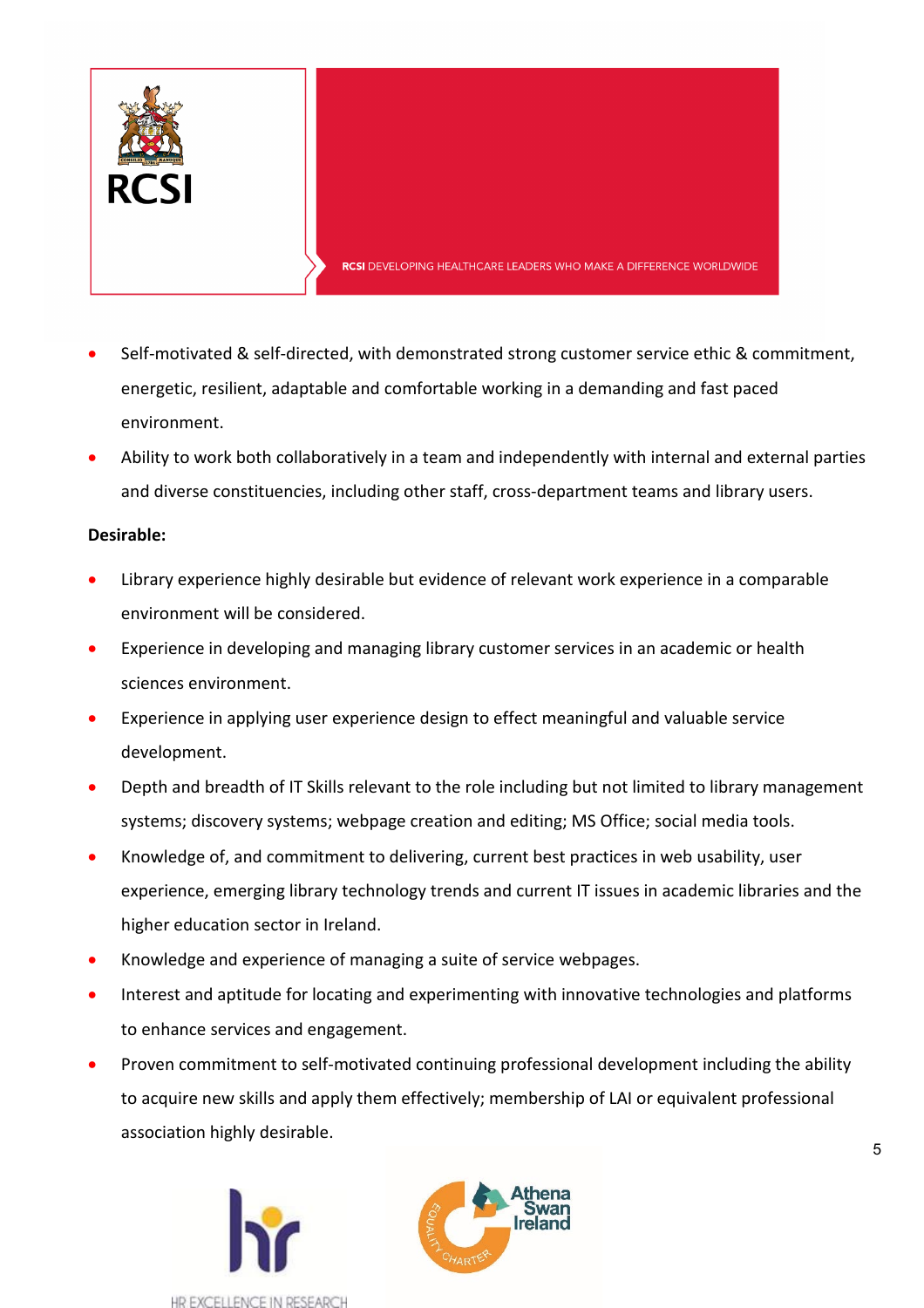- Self-motivated & self-directed, with demonstrated strong customer service ethic & commitment, energetic, resilient, adaptable and comfortable working in a demanding and fast paced environment.
- Ability to work both collaboratively in a team and independently with internal and external parties and diverse constituencies, including other staff, cross-department teams and library users.

**Desirable:**

- Library experience highly desirable but evidence of relevant work experience in a comparable environment will be considered.
- Experience in developing and managing library customer services in an academic or health sciences environment.
- Experience in applying user experience design to effect meaningful and valuable service development.
- Depth and breadth of IT Skills relevant to the role including but not limited to library management systems; discovery systems; webpage creation and editing; MS Office; social media tools.
- Knowledge of, and commitment to delivering, current best practices in web usability, user experience, emerging library technology trends and current IT issues in academic libraries and the higher education sector in Ireland.
- Knowledge and experience of managing a suite of service webpages.
- Interest and aptitude for locating and experimenting with innovative technologies and platforms to enhance services and engagement.
- Proven commitment to self-motivated continuing professional development including the ability to acquire new skills and apply them effectively; membership of LAI or equivalent professional association highly desirable.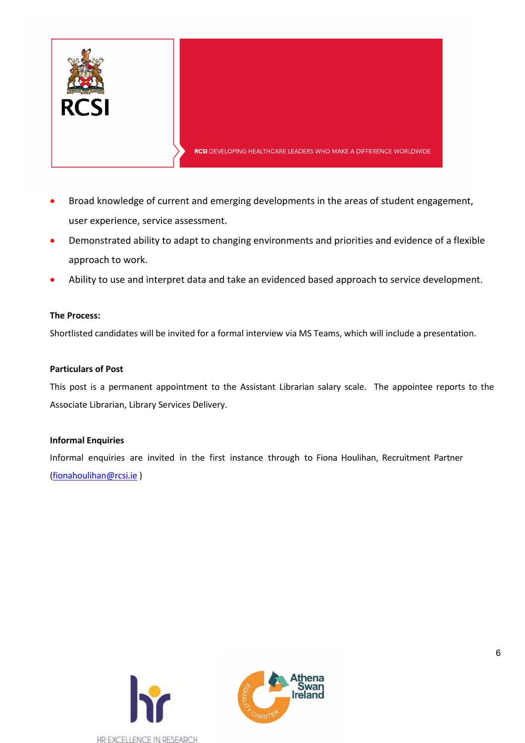- Broad knowledge of current and emerging developments in the areas of student engagement, user experience, service assessment.
- Demonstrated ability to adapt to changing environments and priorities and evidence of a flexible approach to work.
- Ability to use and interpret data and take an evidenced based approach to service development.

**The Process:**

Shortlisted candidates will be invited for a formal interview via MS Teams, which will include a presentation.

**Particulars of Post**

This post is a permanent appointment to the Assistant Librarian salary scale. The appointee reports to the Associate Librarian, Library Services Delivery.

**Informal Enquiries**

Informal enquiries are invited in the first instance through to Fiona Houlihan, Recruitment Partner (fionahoulihan@rcsi.ie )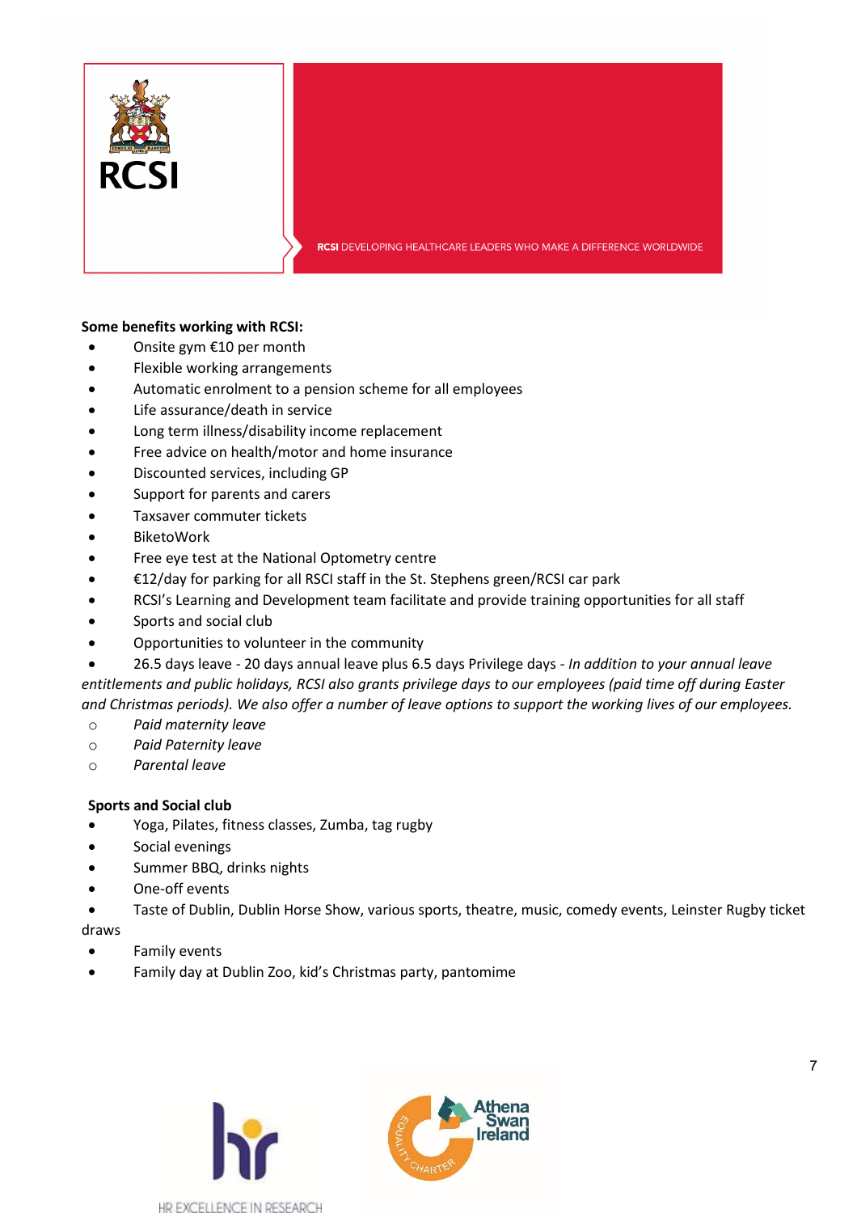RCSI

**RCSI** DEVELOPING HEALTHCARE LEADERS WHO MAKE A DIFFERENCE WORLDWIDE

**Some benefits working with RCSI:**

- Onsite gym €10 per month
- Flexible working arrangements
- Automatic enrolment to a pension scheme for all employees
- Life assurance/death in service
- Long term illness/disability income replacement
- Free advice on health/motor and home insurance
- Discounted services, including GP
- Support for parents and carers
- Taxsaver commuter tickets
- BiketoWork
- Free eye test at the National Optometry centre
- €12/day for parking for all RSCI staff in the St. Stephens green/RCSI car park
- RCSI's Learning and Development team facilitate and provide training opportunities for all staff
- Sports and social club
- Opportunities to volunteer in the community
- 26.5 days leave - 20 days annual leave plus 6.5 days Privilege days - *In addition to your annual leave entitlements and public holidays, RCSI also grants privilege days to our employees (paid time off during Easter and Christmas periods). We also offer a number of leave options to support the working lives of our employees.*
  - *Paid maternity leave*
  - *Paid Paternity leave*
  - *Parental leave*

**Sports and Social club**

- Yoga, Pilates, fitness classes, Zumba, tag rugby
- Social evenings
- Summer BBQ, drinks nights
- One-off events
- Taste of Dublin, Dublin Horse Show, various sports, theatre, music, comedy events, Leinster Rugby ticket draws
- Family events
- Family day at Dublin Zoo, kid's Christmas party, pantomime

HR EXCELLENCE IN RESEARCH

Athena Swan Ireland EQUALITY CHARTER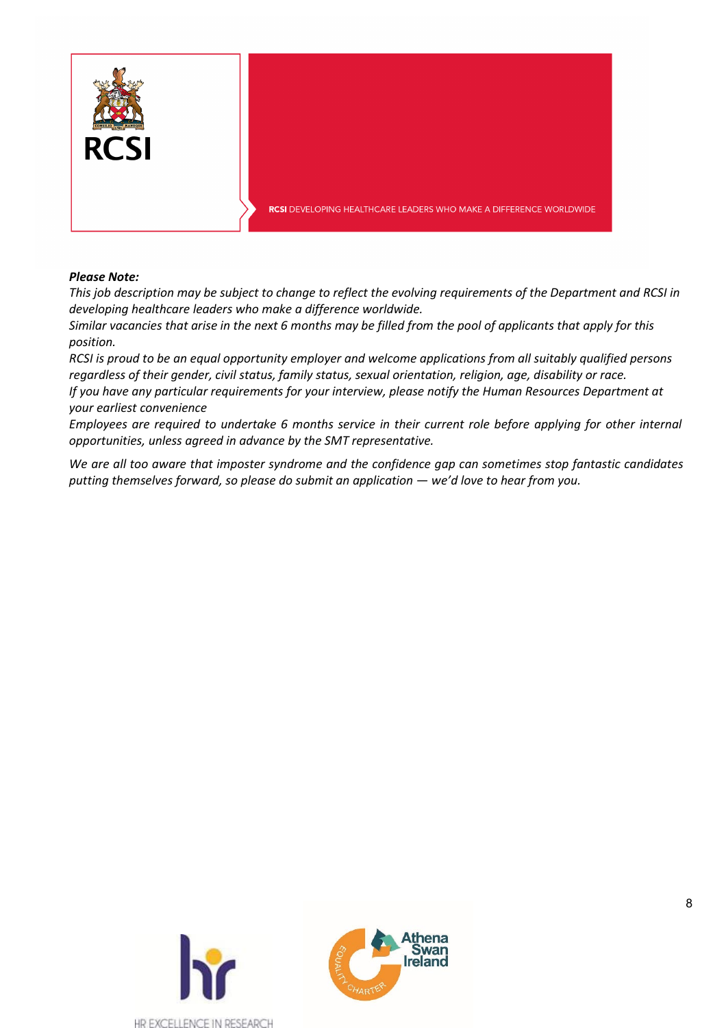RCSI

**RCSI** DEVELOPING HEALTHCARE LEADERS WHO MAKE A DIFFERENCE WORLDWIDE

***Please Note:***

*This job description may be subject to change to reflect the evolving requirements of the Department and RCSI in developing healthcare leaders who make a difference worldwide.*

*Similar vacancies that arise in the next 6 months may be filled from the pool of applicants that apply for this position.*

*RCSI is proud to be an equal opportunity employer and welcome applications from all suitably qualified persons regardless of their gender, civil status, family status, sexual orientation, religion, age, disability or race.*

*If you have any particular requirements for your interview, please notify the Human Resources Department at your earliest convenience*

*Employees are required to undertake 6 months service in their current role before applying for other internal opportunities, unless agreed in advance by the SMT representative.*

*We are all too aware that imposter syndrome and the confidence gap can sometimes stop fantastic candidates putting themselves forward, so please do submit an application — we'd love to hear from you.*

HR EXCELLENCE IN RESEARCH

Athena Swan Ireland EQUALITY CHARTER